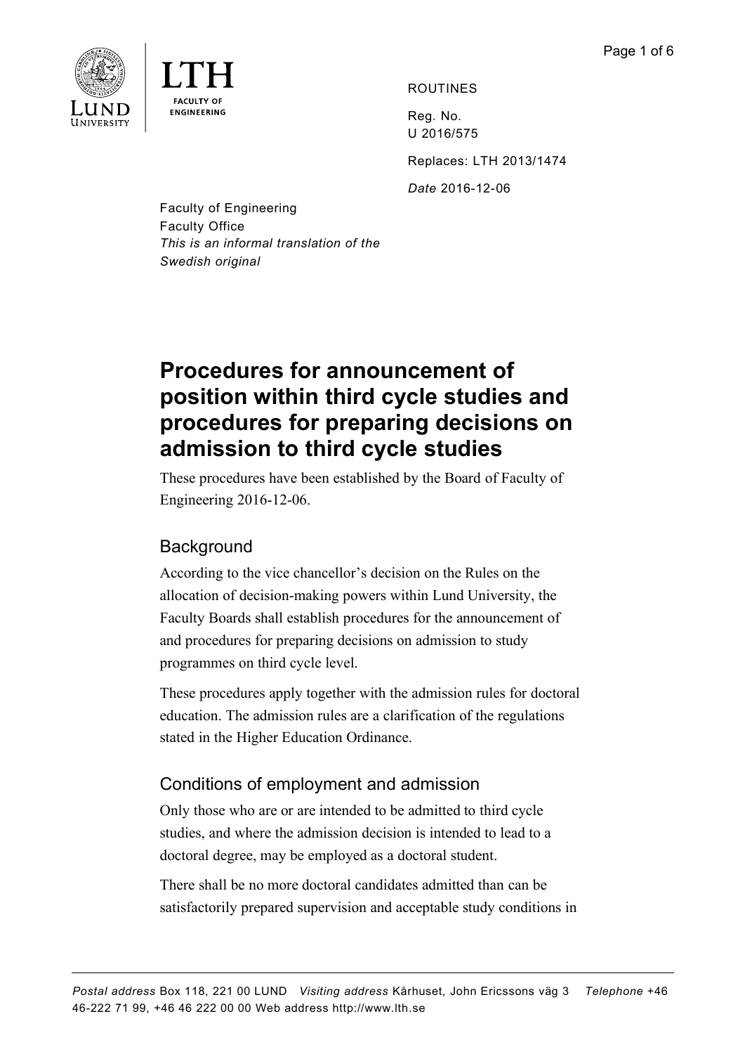ROUTINES

Reg. No.
U 2016/575

Replaces: LTH 2013/1474

*Date* 2016-12-06

Faculty of Engineering
Faculty Office
*This is an informal translation of the Swedish original*

# Procedures for announcement of position within third cycle studies and procedures for preparing decisions on admission to third cycle studies

These procedures have been established by the Board of Faculty of Engineering 2016-12-06.

## Background

According to the vice chancellor's decision on the Rules on the allocation of decision-making powers within Lund University, the Faculty Boards shall establish procedures for the announcement of and procedures for preparing decisions on admission to study programmes on third cycle level.

These procedures apply together with the admission rules for doctoral education. The admission rules are a clarification of the regulations stated in the Higher Education Ordinance.

## Conditions of employment and admission

Only those who are or are intended to be admitted to third cycle studies, and where the admission decision is intended to lead to a doctoral degree, may be employed as a doctoral student.

There shall be no more doctoral candidates admitted than can be satisfactorily prepared supervision and acceptable study conditions in

*Postal address* Box 118, 221 00 LUND *Visiting address* Kårhuset, John Ericssons väg 3 *Telephone* +46 46-222 71 99, +46 46 222 00 00 Web address http://www.lth.se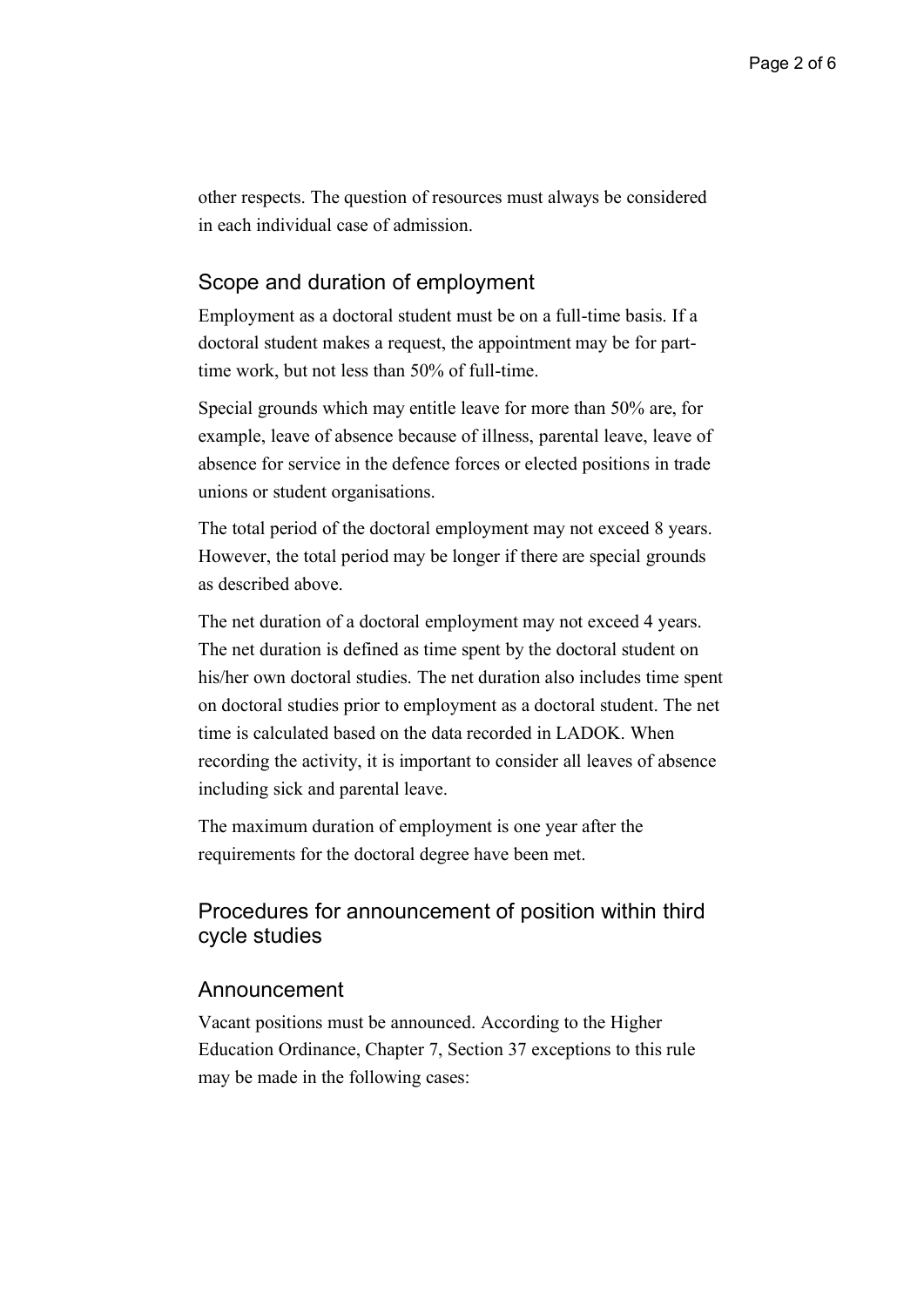other respects. The question of resources must always be considered in each individual case of admission.

## Scope and duration of employment

Employment as a doctoral student must be on a full-time basis. If a doctoral student makes a request, the appointment may be for part-time work, but not less than 50% of full-time.

Special grounds which may entitle leave for more than 50% are, for example, leave of absence because of illness, parental leave, leave of absence for service in the defence forces or elected positions in trade unions or student organisations.

The total period of the doctoral employment may not exceed 8 years. However, the total period may be longer if there are special grounds as described above.

The net duration of a doctoral employment may not exceed 4 years. The net duration is defined as time spent by the doctoral student on his/her own doctoral studies. The net duration also includes time spent on doctoral studies prior to employment as a doctoral student. The net time is calculated based on the data recorded in LADOK. When recording the activity, it is important to consider all leaves of absence including sick and parental leave.

The maximum duration of employment is one year after the requirements for the doctoral degree have been met.

## Procedures for announcement of position within third cycle studies

## Announcement

Vacant positions must be announced. According to the Higher Education Ordinance, Chapter 7, Section 37 exceptions to this rule may be made in the following cases: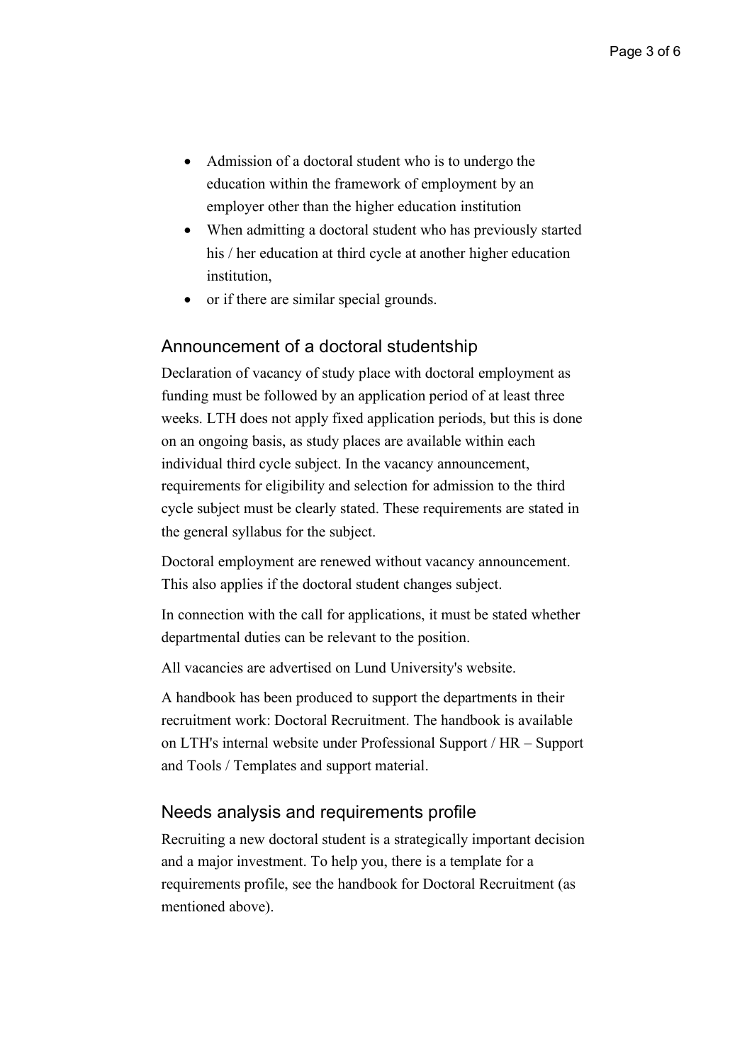- Admission of a doctoral student who is to undergo the education within the framework of employment by an employer other than the higher education institution
- When admitting a doctoral student who has previously started his / her education at third cycle at another higher education institution,
- or if there are similar special grounds.

## Announcement of a doctoral studentship

Declaration of vacancy of study place with doctoral employment as funding must be followed by an application period of at least three weeks. LTH does not apply fixed application periods, but this is done on an ongoing basis, as study places are available within each individual third cycle subject. In the vacancy announcement, requirements for eligibility and selection for admission to the third cycle subject must be clearly stated. These requirements are stated in the general syllabus for the subject.

Doctoral employment are renewed without vacancy announcement. This also applies if the doctoral student changes subject.

In connection with the call for applications, it must be stated whether departmental duties can be relevant to the position.

All vacancies are advertised on Lund University's website.

A handbook has been produced to support the departments in their recruitment work: Doctoral Recruitment. The handbook is available on LTH's internal website under Professional Support / HR – Support and Tools / Templates and support material.

## Needs analysis and requirements profile

Recruiting a new doctoral student is a strategically important decision and a major investment. To help you, there is a template for a requirements profile, see the handbook for Doctoral Recruitment (as mentioned above).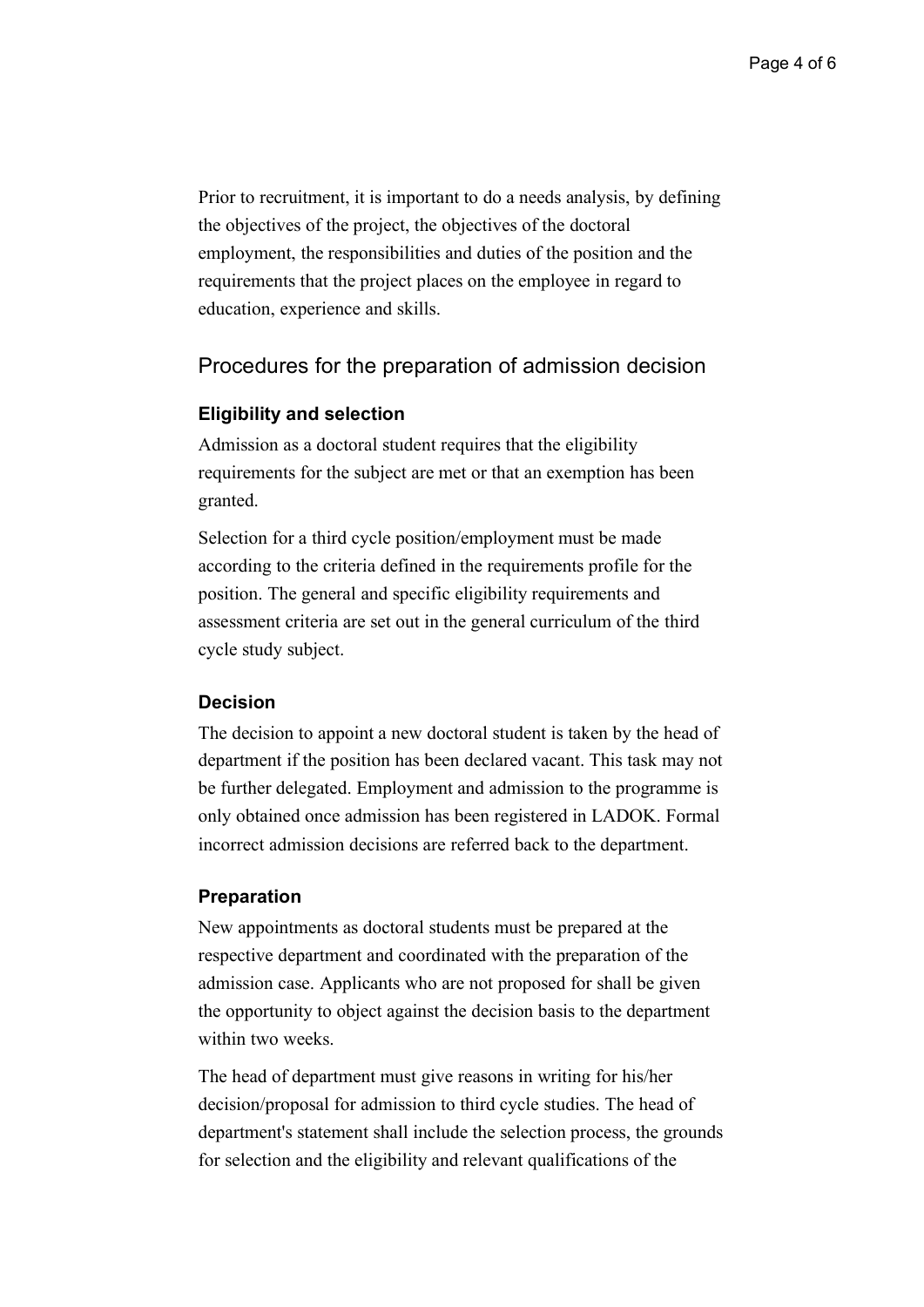Prior to recruitment, it is important to do a needs analysis, by defining the objectives of the project, the objectives of the doctoral employment, the responsibilities and duties of the position and the requirements that the project places on the employee in regard to education, experience and skills.

## Procedures for the preparation of admission decision

### Eligibility and selection

Admission as a doctoral student requires that the eligibility requirements for the subject are met or that an exemption has been granted.

Selection for a third cycle position/employment must be made according to the criteria defined in the requirements profile for the position. The general and specific eligibility requirements and assessment criteria are set out in the general curriculum of the third cycle study subject.

### Decision

The decision to appoint a new doctoral student is taken by the head of department if the position has been declared vacant. This task may not be further delegated. Employment and admission to the programme is only obtained once admission has been registered in LADOK. Formal incorrect admission decisions are referred back to the department.

### Preparation

New appointments as doctoral students must be prepared at the respective department and coordinated with the preparation of the admission case. Applicants who are not proposed for shall be given the opportunity to object against the decision basis to the department within two weeks.

The head of department must give reasons in writing for his/her decision/proposal for admission to third cycle studies. The head of department's statement shall include the selection process, the grounds for selection and the eligibility and relevant qualifications of the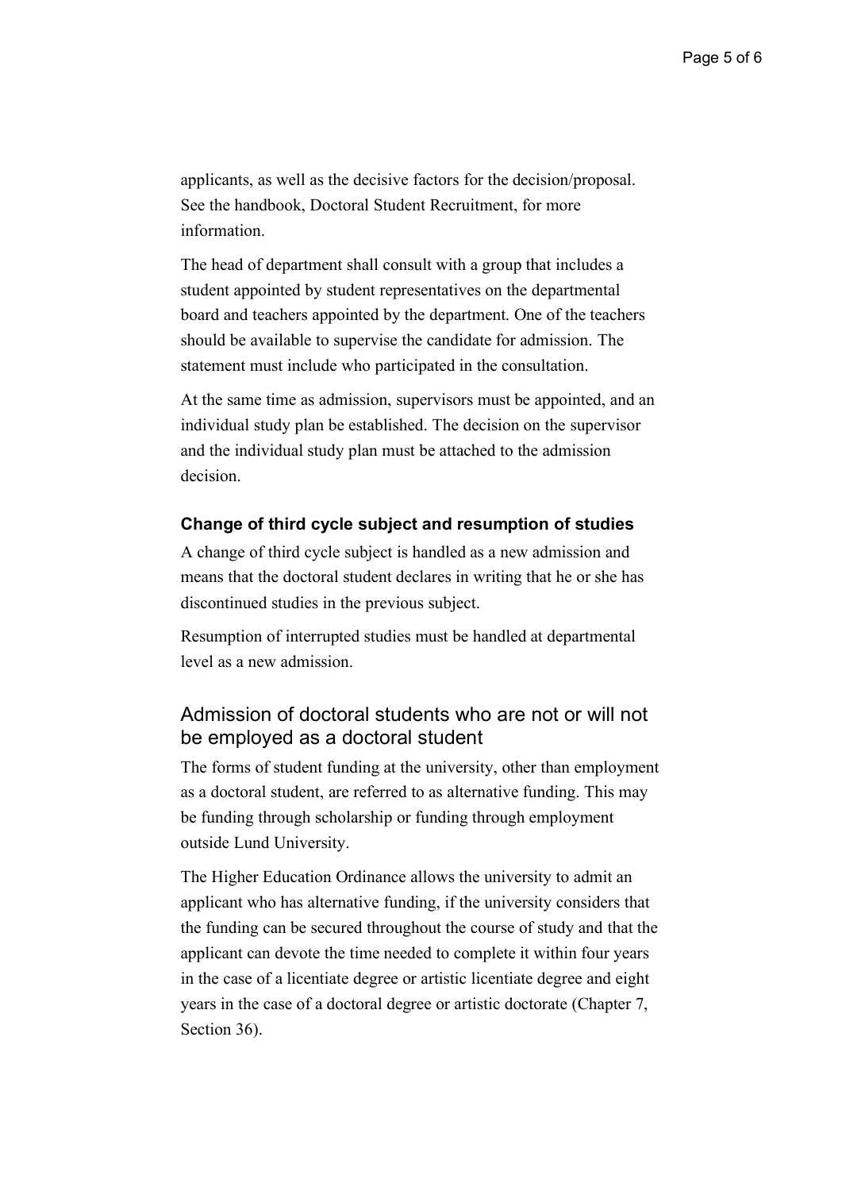applicants, as well as the decisive factors for the decision/proposal. See the handbook, Doctoral Student Recruitment, for more information.

The head of department shall consult with a group that includes a student appointed by student representatives on the departmental board and teachers appointed by the department. One of the teachers should be available to supervise the candidate for admission. The statement must include who participated in the consultation.

At the same time as admission, supervisors must be appointed, and an individual study plan be established. The decision on the supervisor and the individual study plan must be attached to the admission decision.

### Change of third cycle subject and resumption of studies

A change of third cycle subject is handled as a new admission and means that the doctoral student declares in writing that he or she has discontinued studies in the previous subject.

Resumption of interrupted studies must be handled at departmental level as a new admission.

## Admission of doctoral students who are not or will not be employed as a doctoral student

The forms of student funding at the university, other than employment as a doctoral student, are referred to as alternative funding. This may be funding through scholarship or funding through employment outside Lund University.

The Higher Education Ordinance allows the university to admit an applicant who has alternative funding, if the university considers that the funding can be secured throughout the course of study and that the applicant can devote the time needed to complete it within four years in the case of a licentiate degree or artistic licentiate degree and eight years in the case of a doctoral degree or artistic doctorate (Chapter 7, Section 36).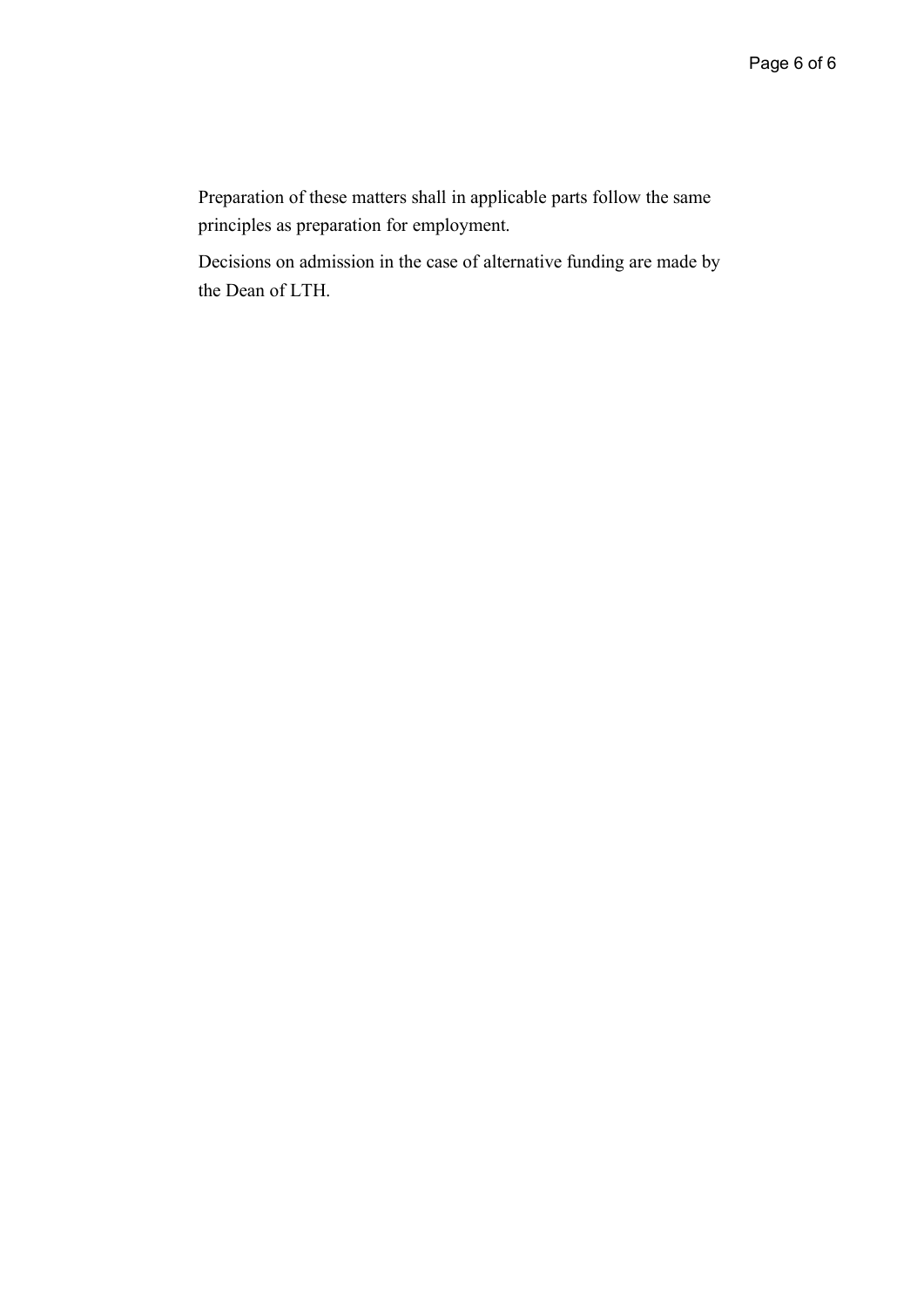Preparation of these matters shall in applicable parts follow the same principles as preparation for employment.

Decisions on admission in the case of alternative funding are made by the Dean of LTH.